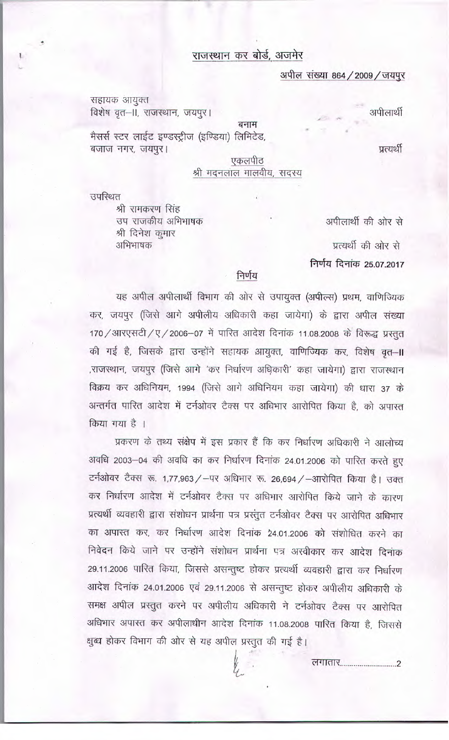## राजस्थान कर बोर्ड, अजमेर

**अपील संख्या 864/2009/जयपुर**

सहायक आयुक्त
विशेष वृत–II, राजस्थान, जयपुर। ... अपीलार्थी

बनाम

मैसर्स स्टर लाईट इण्डस्ट्रीज (इण्डिया) लिमिटेड,
बजाज नगर, जयपुर। ... प्रत्यर्थी

एकलपीठ
श्री मदनलाल मालवीय, सदस्य

उपस्थित

श्री रामकरण सिंह
उप राजकीय अभिभाषक ... अपीलार्थी की ओर से

श्री दिनेश कुमार
अभिभाषक ... प्रत्यर्थी की ओर से

**निर्णय दिनांक 25.07.2017**

### निर्णय

यह अपील अपीलार्थी विभाग की ओर से उपायुक्त (अपील्स) प्रथम, वाणिज्यिक कर, जयपुर (जिसे आगे अपीलीय अधिकारी कहा जायेगा) के द्वारा अपील संख्या 170/आरएसटी/ए/2006–07 में पारित आदेश दिनांक 11.08.2008 के विरूद्ध प्रस्तुत की गई है, जिसके द्वारा उन्होंने सहायक आयुक्त, वाणिज्यिक कर, विशेष वृत–II ,राजस्थान, जयपुर (जिसे आगे 'कर निर्धारण अधिकारी' कहा जायेगा) द्वारा राजस्थान विक्रय कर अधिनियम, 1994 (जिसे आगे अधिनियम कहा जायेगा) की धारा 37 के अन्तर्गत पारित आदेश में टर्नओवर टैक्स पर अधिभार आरोपित किया है, को अपास्त किया गया है ।

प्रकरण के तथ्य संक्षेप में इस प्रकार हैं कि कर निर्धारण अधिकारी ने आलोच्य अवधि 2003–04 की अवधि का कर निर्धारण दिनांक 24.01.2006 को पारित करते हुए टर्नओवर टैक्स रू. 1,77,963/–पर अधिभार रू. 26,694/–आरोपित किया है। उक्त कर निर्धारण आदेश में टर्नओवर टैक्स पर अधिभार आरोपित किये जाने के कारण प्रत्यर्थी व्यवहारी द्वारा संशोधन प्रार्थना पत्र प्रस्तुत टर्नओवर टैक्स पर आरोपित अधिभार का अपास्त कर, कर निर्धारण आदेश दिनांक 24.01.2006 को संशोधित करने का निवेदन किये जाने पर उन्होंने संशोधन प्रार्थना पत्र अस्वीकार कर आदेश दिनांक 29.11.2006 पारित किया, जिससे असन्तुष्ट होकर प्रत्यर्थी व्यवहारी द्वारा कर निर्धारण आदेश दिनांक 24.01.2006 एवं 29.11.2006 से असन्तुष्ट होकर अपीलीय अधिकारी के समक्ष अपील प्रस्तुत करने पर अपीलीय अधिकारी ने टर्नओवर टैक्स पर आरोपित अधिभार अपास्त कर अपीलाधीन आदेश दिनांक 11.08.2008 पारित किया है, जिससे क्षुब्ध होकर विभाग की ओर से यह अपील प्रस्तुत की गई है।

लगातार.........................2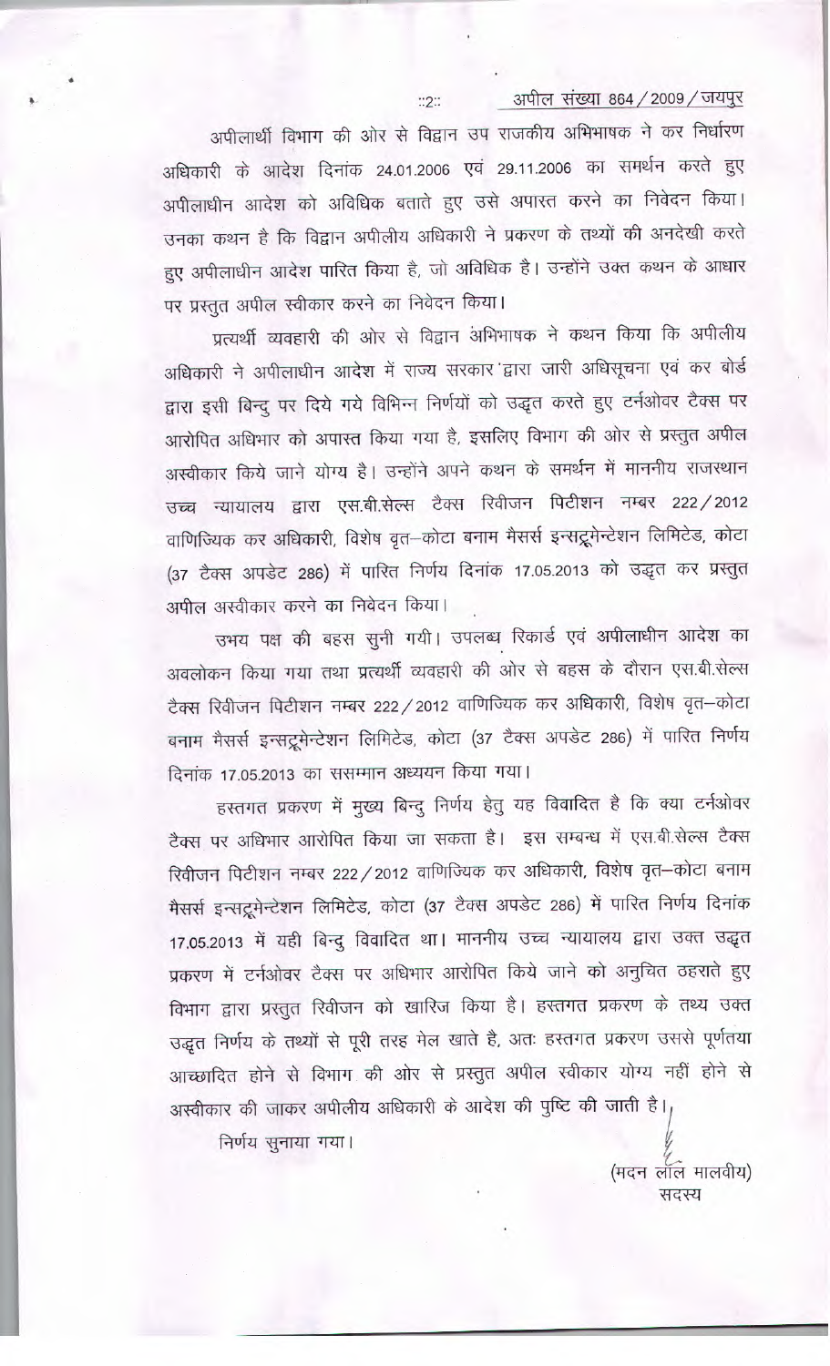अपीलार्थी विभाग की ओर से विद्वान उप राजकीय अभिभाषक ने कर निर्धारण अधिकारी के आदेश दिनांक 24.01.2006 एवं 29.11.2006 का समर्थन करते हुए अपीलाधीन आदेश को अविधिक बताते हुए उसे अपास्त करने का निवेदन किया। उनका कथन है कि विद्वान अपीलीय अधिकारी ने प्रकरण के तथ्यों की अनदेखी करते हुए अपीलाधीन आदेश पारित किया है, जो अविधिक है। उन्होंने उक्त कथन के आधार पर प्रस्तुत अपील स्वीकार करने का निवेदन किया।

प्रत्यर्थी व्यवहारी की ओर से विद्वान अभिभाषक ने कथन किया कि अपीलीय अधिकारी ने अपीलाधीन आदेश में राज्य सरकार द्वारा जारी अधिसूचना एवं कर बोर्ड द्वारा इसी बिन्दु पर दिये गये विभिन्न निर्णयों को उद्धृत करते हुए टर्नओवर टैक्स पर आरोपित अधिभार को अपास्त किया गया है, इसलिए विभाग की ओर से प्रस्तुत अपील अस्वीकार किये जाने योग्य है। उन्होंने अपने कथन के समर्थन में माननीय राजस्थान उच्च न्यायालय द्वारा एस.बी.सेल्स टैक्स रिवीजन पिटीशन नम्बर 222/2012 वाणिज्यिक कर अधिकारी, विशेष वृत–कोटा बनाम मैसर्स इन्सट्रूमेन्टेशन लिमिटेड, कोटा (37 टैक्स अपडेट 286) में पारित निर्णय दिनांक 17.05.2013 को उद्धृत कर प्रस्तुत अपील अस्वीकार करने का निवेदन किया।

उभय पक्ष की बहस सुनी गयी। उपलब्ध रिकार्ड एवं अपीलाधीन आदेश का अवलोकन किया गया तथा प्रत्यर्थी व्यवहारी की ओर से बहस के दौरान एस.बी.सेल्स टैक्स रिवीजन पिटीशन नम्बर 222/2012 वाणिज्यिक कर अधिकारी, विशेष वृत–कोटा बनाम मैसर्स इन्सट्रूमेन्टेशन लिमिटेड, कोटा (37 टैक्स अपडेट 286) में पारित निर्णय दिनांक 17.05.2013 का ससम्मान अध्ययन किया गया।

हस्तगत प्रकरण में मुख्य बिन्दु निर्णय हेतु यह विवादित है कि क्या टर्नओवर टैक्स पर अधिभार आरोपित किया जा सकता है। इस सम्बन्ध में एस.बी.सेल्स टैक्स रिवीजन पिटीशन नम्बर 222/2012 वाणिज्यिक कर अधिकारी, विशेष वृत–कोटा बनाम मैसर्स इन्सट्रूमेन्टेशन लिमिटेड, कोटा (37 टैक्स अपडेट 286) में पारित निर्णय दिनांक 17.05.2013 में यही बिन्दु विवादित था। माननीय उच्च न्यायालय द्वारा उक्त उद्धृत प्रकरण में टर्नओवर टैक्स पर अधिभार आरोपित किये जाने को अनुचित ठहराते हुए विभाग द्वारा प्रस्तुत रिवीजन को खारिज किया है। हस्तगत प्रकरण के तथ्य उक्त उद्धृत निर्णय के तथ्यों से पूरी तरह मेल खाते है, अतः हस्तगत प्रकरण उससे पूर्णतया आच्छादित होने से विभाग की ओर से प्रस्तुत अपील स्वीकार योग्य नहीं होने से अस्वीकार की जाकर अपीलीय अधिकारी के आदेश की पुष्टि की जाती है।

निर्णय सुनाया गया।

(मदन लाल मालवीय)
सदस्य